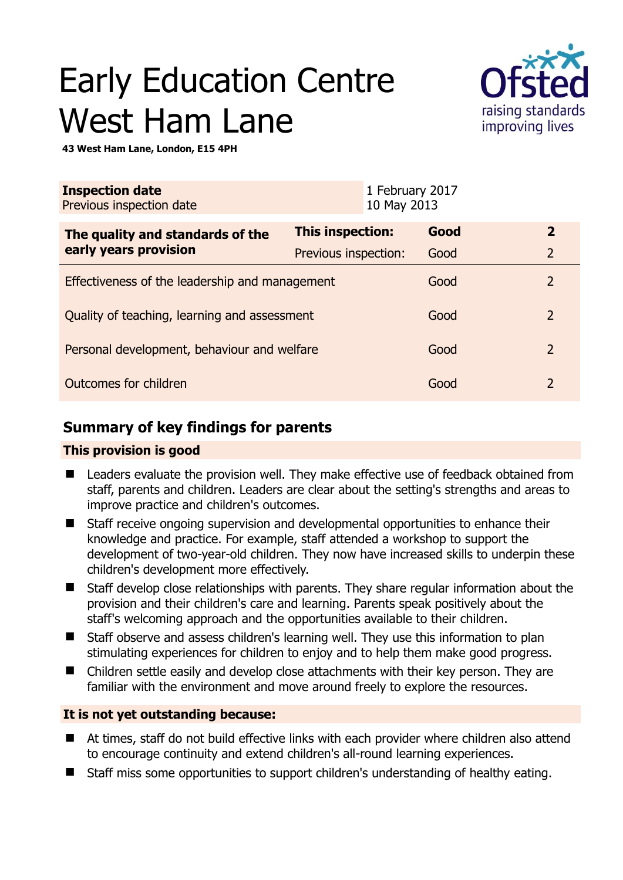# Early Education Centre West Ham Lane

**43 West Ham Lane, London, E15 4PH**

| **Inspection date** | 1 February 2017 |
|---|---|
| Previous inspection date | 10 May 2013 |

| **The quality and standards of the early years provision** | **This inspection:** | **Good** | **2** |
|---|---|---|---|
| | Previous inspection: | Good | 2 |
| Effectiveness of the leadership and management | | Good | 2 |
| Quality of teaching, learning and assessment | | Good | 2 |
| Personal development, behaviour and welfare | | Good | 2 |
| Outcomes for children | | Good | 2 |

## Summary of key findings for parents

**This provision is good**

- Leaders evaluate the provision well. They make effective use of feedback obtained from staff, parents and children. Leaders are clear about the setting's strengths and areas to improve practice and children's outcomes.
- Staff receive ongoing supervision and developmental opportunities to enhance their knowledge and practice. For example, staff attended a workshop to support the development of two-year-old children. They now have increased skills to underpin these children's development more effectively.
- Staff develop close relationships with parents. They share regular information about the provision and their children's care and learning. Parents speak positively about the staff's welcoming approach and the opportunities available to their children.
- Staff observe and assess children's learning well. They use this information to plan stimulating experiences for children to enjoy and to help them make good progress.
- Children settle easily and develop close attachments with their key person. They are familiar with the environment and move around freely to explore the resources.

**It is not yet outstanding because:**

- At times, staff do not build effective links with each provider where children also attend to encourage continuity and extend children's all-round learning experiences.
- Staff miss some opportunities to support children's understanding of healthy eating.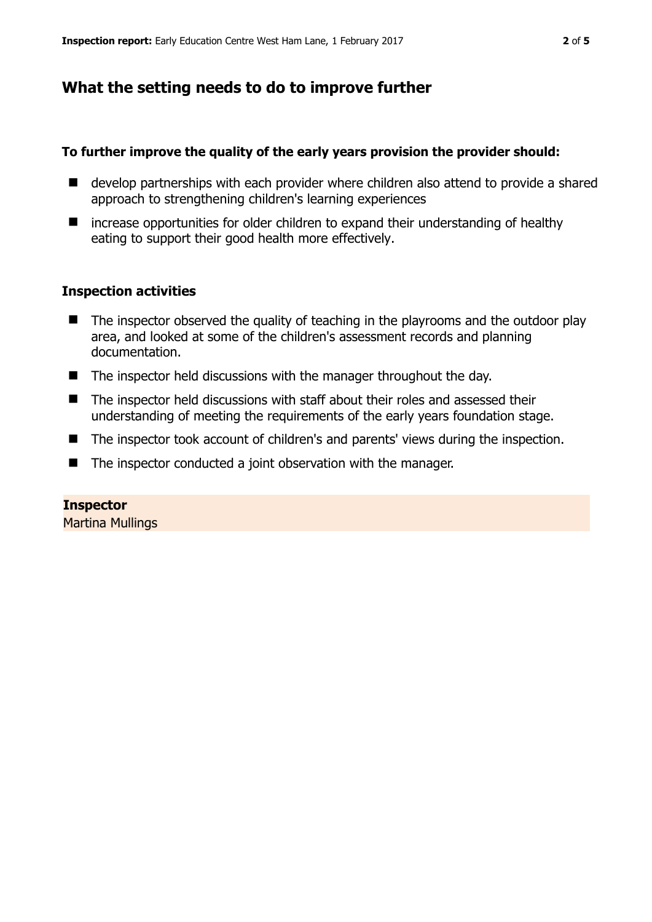## What the setting needs to do to improve further

**To further improve the quality of the early years provision the provider should:**

- develop partnerships with each provider where children also attend to provide a shared approach to strengthening children's learning experiences
- increase opportunities for older children to expand their understanding of healthy eating to support their good health more effectively.

### Inspection activities

- The inspector observed the quality of teaching in the playrooms and the outdoor play area, and looked at some of the children's assessment records and planning documentation.
- The inspector held discussions with the manager throughout the day.
- The inspector held discussions with staff about their roles and assessed their understanding of meeting the requirements of the early years foundation stage.
- The inspector took account of children's and parents' views during the inspection.
- The inspector conducted a joint observation with the manager.

**Inspector**
Martina Mullings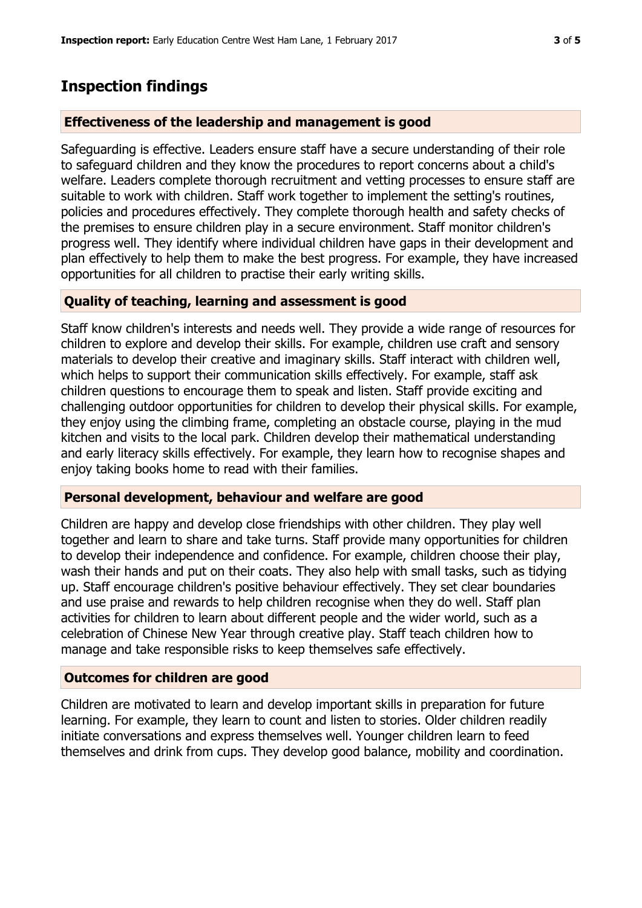## Inspection findings

### Effectiveness of the leadership and management is good

Safeguarding is effective. Leaders ensure staff have a secure understanding of their role to safeguard children and they know the procedures to report concerns about a child's welfare. Leaders complete thorough recruitment and vetting processes to ensure staff are suitable to work with children. Staff work together to implement the setting's routines, policies and procedures effectively. They complete thorough health and safety checks of the premises to ensure children play in a secure environment. Staff monitor children's progress well. They identify where individual children have gaps in their development and plan effectively to help them to make the best progress. For example, they have increased opportunities for all children to practise their early writing skills.

### Quality of teaching, learning and assessment is good

Staff know children's interests and needs well. They provide a wide range of resources for children to explore and develop their skills. For example, children use craft and sensory materials to develop their creative and imaginary skills. Staff interact with children well, which helps to support their communication skills effectively. For example, staff ask children questions to encourage them to speak and listen. Staff provide exciting and challenging outdoor opportunities for children to develop their physical skills. For example, they enjoy using the climbing frame, completing an obstacle course, playing in the mud kitchen and visits to the local park. Children develop their mathematical understanding and early literacy skills effectively. For example, they learn how to recognise shapes and enjoy taking books home to read with their families.

### Personal development, behaviour and welfare are good

Children are happy and develop close friendships with other children. They play well together and learn to share and take turns. Staff provide many opportunities for children to develop their independence and confidence. For example, children choose their play, wash their hands and put on their coats. They also help with small tasks, such as tidying up. Staff encourage children's positive behaviour effectively. They set clear boundaries and use praise and rewards to help children recognise when they do well. Staff plan activities for children to learn about different people and the wider world, such as a celebration of Chinese New Year through creative play. Staff teach children how to manage and take responsible risks to keep themselves safe effectively.

### Outcomes for children are good

Children are motivated to learn and develop important skills in preparation for future learning. For example, they learn to count and listen to stories. Older children readily initiate conversations and express themselves well. Younger children learn to feed themselves and drink from cups. They develop good balance, mobility and coordination.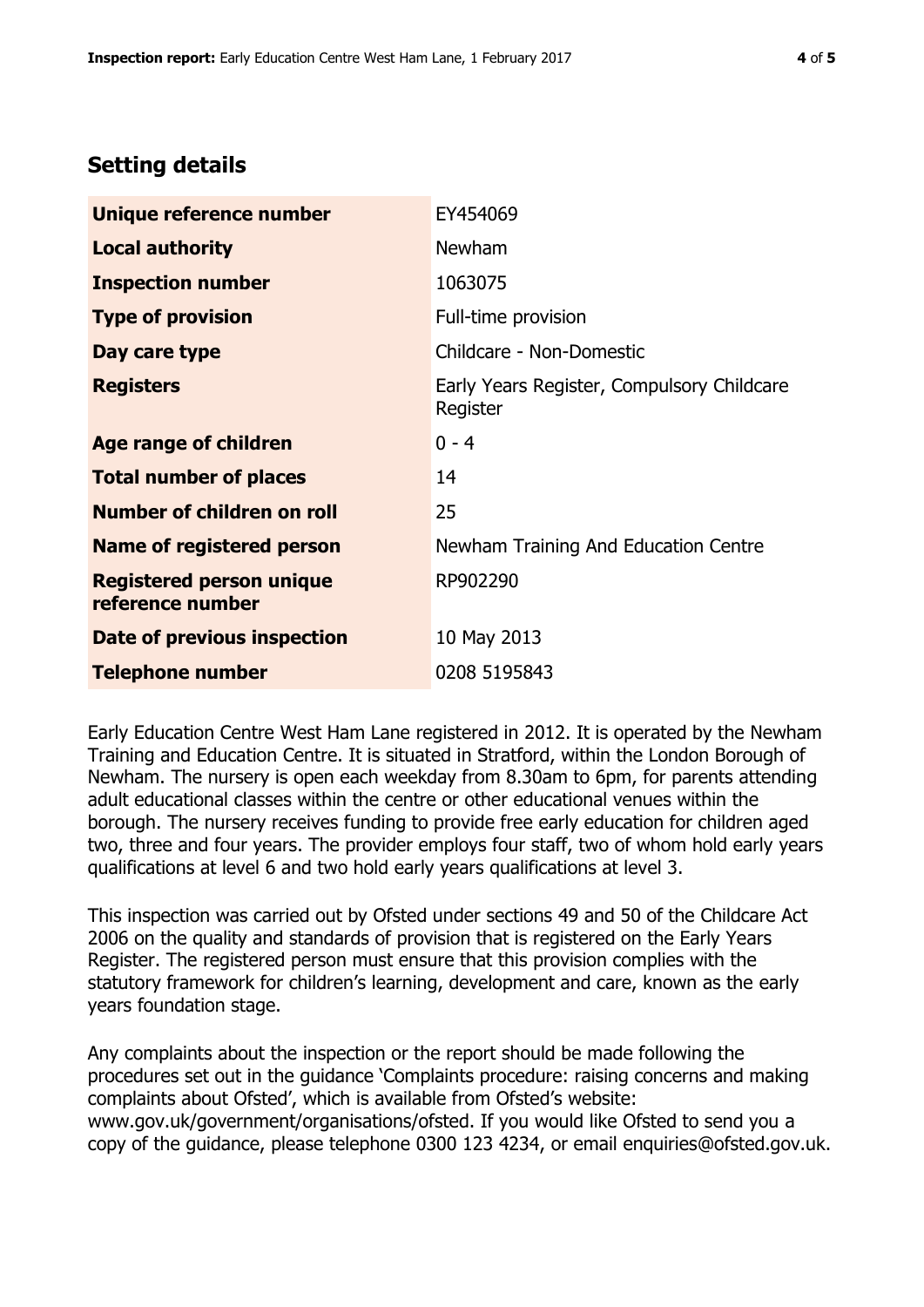## Setting details

| | |
|---|---|
| **Unique reference number** | EY454069 |
| **Local authority** | Newham |
| **Inspection number** | 1063075 |
| **Type of provision** | Full-time provision |
| **Day care type** | Childcare - Non-Domestic |
| **Registers** | Early Years Register, Compulsory Childcare Register |
| **Age range of children** | 0 - 4 |
| **Total number of places** | 14 |
| **Number of children on roll** | 25 |
| **Name of registered person** | Newham Training And Education Centre |
| **Registered person unique reference number** | RP902290 |
| **Date of previous inspection** | 10 May 2013 |
| **Telephone number** | 0208 5195843 |

Early Education Centre West Ham Lane registered in 2012. It is operated by the Newham Training and Education Centre. It is situated in Stratford, within the London Borough of Newham. The nursery is open each weekday from 8.30am to 6pm, for parents attending adult educational classes within the centre or other educational venues within the borough. The nursery receives funding to provide free early education for children aged two, three and four years. The provider employs four staff, two of whom hold early years qualifications at level 6 and two hold early years qualifications at level 3.

This inspection was carried out by Ofsted under sections 49 and 50 of the Childcare Act 2006 on the quality and standards of provision that is registered on the Early Years Register. The registered person must ensure that this provision complies with the statutory framework for children's learning, development and care, known as the early years foundation stage.

Any complaints about the inspection or the report should be made following the procedures set out in the guidance 'Complaints procedure: raising concerns and making complaints about Ofsted', which is available from Ofsted's website: www.gov.uk/government/organisations/ofsted. If you would like Ofsted to send you a copy of the guidance, please telephone 0300 123 4234, or email enquiries@ofsted.gov.uk.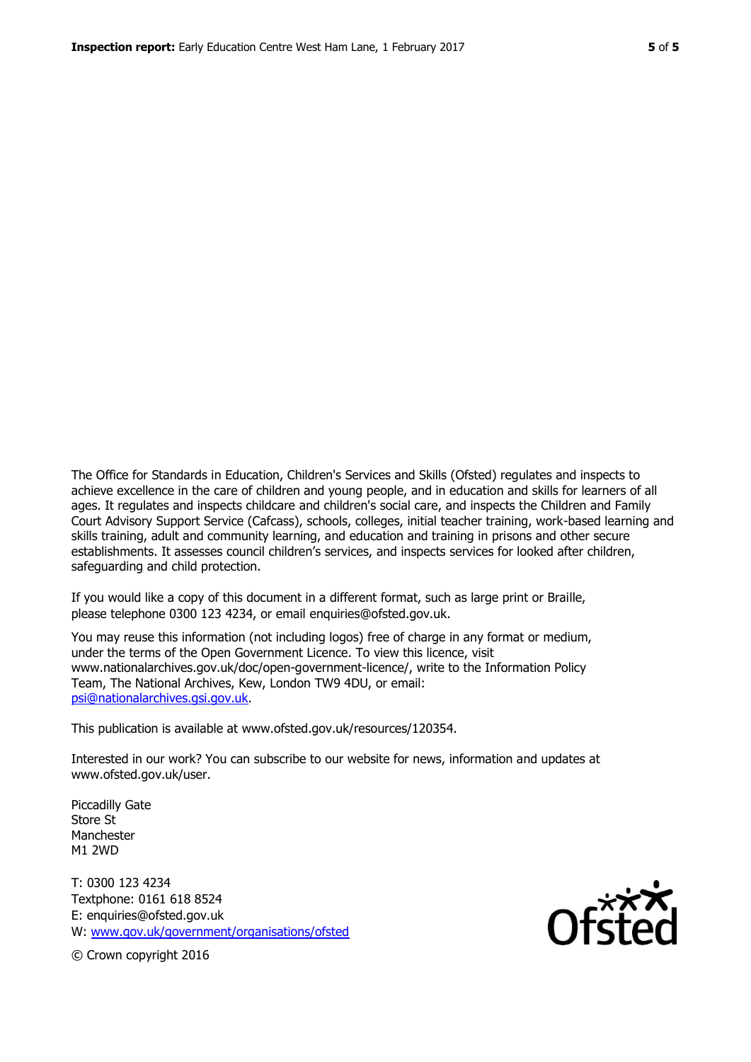The Office for Standards in Education, Children's Services and Skills (Ofsted) regulates and inspects to achieve excellence in the care of children and young people, and in education and skills for learners of all ages. It regulates and inspects childcare and children's social care, and inspects the Children and Family Court Advisory Support Service (Cafcass), schools, colleges, initial teacher training, work-based learning and skills training, adult and community learning, and education and training in prisons and other secure establishments. It assesses council children's services, and inspects services for looked after children, safeguarding and child protection.

If you would like a copy of this document in a different format, such as large print or Braille, please telephone 0300 123 4234, or email enquiries@ofsted.gov.uk.

You may reuse this information (not including logos) free of charge in any format or medium, under the terms of the Open Government Licence. To view this licence, visit www.nationalarchives.gov.uk/doc/open-government-licence/, write to the Information Policy Team, The National Archives, Kew, London TW9 4DU, or email: psi@nationalarchives.gsi.gov.uk.

This publication is available at www.ofsted.gov.uk/resources/120354.

Interested in our work? You can subscribe to our website for news, information and updates at www.ofsted.gov.uk/user.

Piccadilly Gate
Store St
Manchester
M1 2WD

T: 0300 123 4234
Textphone: 0161 618 8524
E: enquiries@ofsted.gov.uk
W: www.gov.uk/government/organisations/ofsted

© Crown copyright 2016

Ofsted